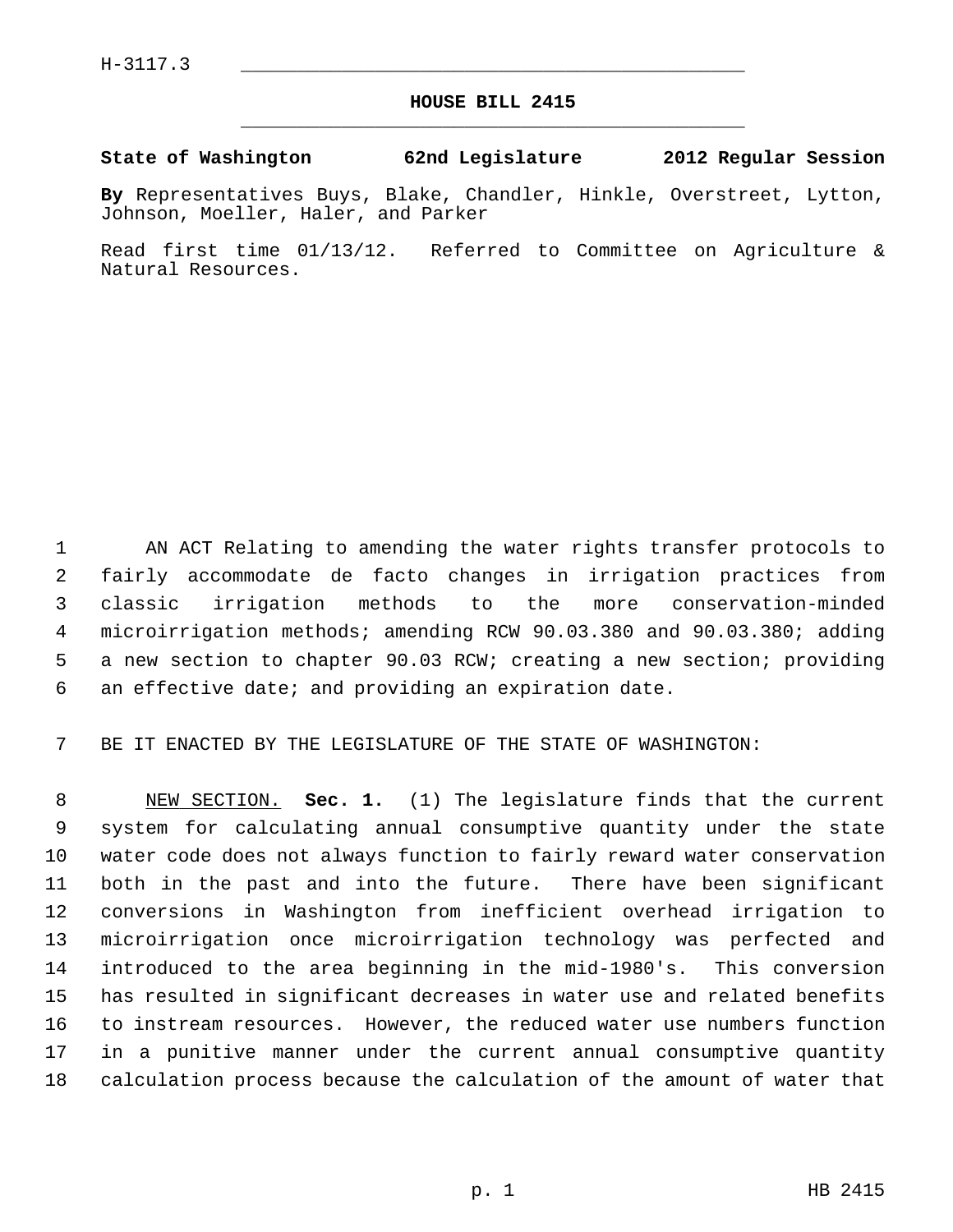H-3117.3

# HOUSE BILL 2415

**State of Washington 62nd Legislature 2012 Regular Session**

**By** Representatives Buys, Blake, Chandler, Hinkle, Overstreet, Lytton, Johnson, Moeller, Haler, and Parker

Read first time 01/13/12. Referred to Committee on Agriculture & Natural Resources.

AN ACT Relating to amending the water rights transfer protocols to fairly accommodate de facto changes in irrigation practices from classic irrigation methods to the more conservation-minded microirrigation methods; amending RCW 90.03.380 and 90.03.380; adding a new section to chapter 90.03 RCW; creating a new section; providing an effective date; and providing an expiration date.

BE IT ENACTED BY THE LEGISLATURE OF THE STATE OF WASHINGTON:

NEW SECTION. **Sec. 1.** (1) The legislature finds that the current system for calculating annual consumptive quantity under the state water code does not always function to fairly reward water conservation both in the past and into the future. There have been significant conversions in Washington from inefficient overhead irrigation to microirrigation once microirrigation technology was perfected and introduced to the area beginning in the mid-1980's. This conversion has resulted in significant decreases in water use and related benefits to instream resources. However, the reduced water use numbers function in a punitive manner under the current annual consumptive quantity calculation process because the calculation of the amount of water that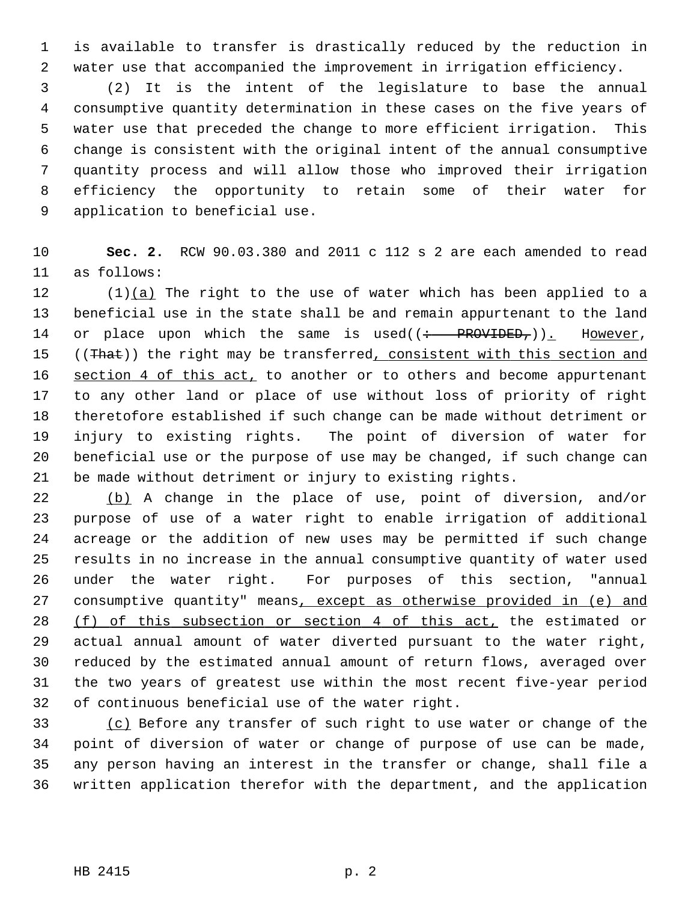is available to transfer is drastically reduced by the reduction in water use that accompanied the improvement in irrigation efficiency.

(2) It is the intent of the legislature to base the annual consumptive quantity determination in these cases on the five years of water use that preceded the change to more efficient irrigation. This change is consistent with the original intent of the annual consumptive quantity process and will allow those who improved their irrigation efficiency the opportunity to retain some of their water for application to beneficial use.

**Sec. 2.** RCW 90.03.380 and 2011 c 112 s 2 are each amended to read as follows:

(1)(a) The right to the use of water which has been applied to a beneficial use in the state shall be and remain appurtenant to the land or place upon which the same is used((: PROVIDED,)). However, ((That)) the right may be transferred, consistent with this section and section 4 of this act, to another or to others and become appurtenant to any other land or place of use without loss of priority of right theretofore established if such change can be made without detriment or injury to existing rights. The point of diversion of water for beneficial use or the purpose of use may be changed, if such change can be made without detriment or injury to existing rights.

(b) A change in the place of use, point of diversion, and/or purpose of use of a water right to enable irrigation of additional acreage or the addition of new uses may be permitted if such change results in no increase in the annual consumptive quantity of water used under the water right. For purposes of this section, "annual consumptive quantity" means, except as otherwise provided in (e) and (f) of this subsection or section 4 of this act, the estimated or actual annual amount of water diverted pursuant to the water right, reduced by the estimated annual amount of return flows, averaged over the two years of greatest use within the most recent five-year period of continuous beneficial use of the water right.

(c) Before any transfer of such right to use water or change of the point of diversion of water or change of purpose of use can be made, any person having an interest in the transfer or change, shall file a written application therefor with the department, and the application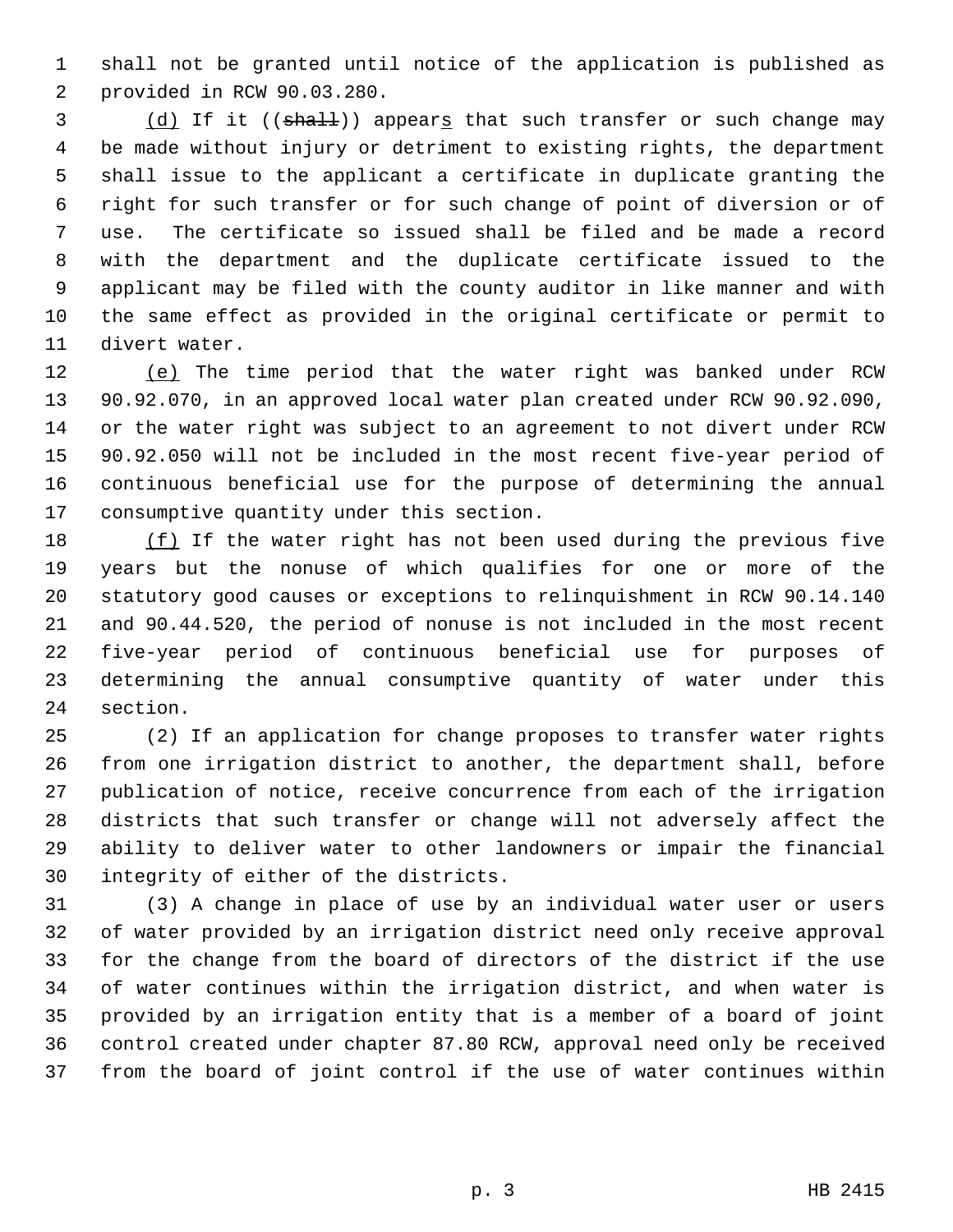shall not be granted until notice of the application is published as provided in RCW 90.03.280.

(d) If it ((~~shall~~)) appears that such transfer or such change may be made without injury or detriment to existing rights, the department shall issue to the applicant a certificate in duplicate granting the right for such transfer or for such change of point of diversion or of use. The certificate so issued shall be filed and be made a record with the department and the duplicate certificate issued to the applicant may be filed with the county auditor in like manner and with the same effect as provided in the original certificate or permit to divert water.

(e) The time period that the water right was banked under RCW 90.92.070, in an approved local water plan created under RCW 90.92.090, or the water right was subject to an agreement to not divert under RCW 90.92.050 will not be included in the most recent five-year period of continuous beneficial use for the purpose of determining the annual consumptive quantity under this section.

(f) If the water right has not been used during the previous five years but the nonuse of which qualifies for one or more of the statutory good causes or exceptions to relinquishment in RCW 90.14.140 and 90.44.520, the period of nonuse is not included in the most recent five-year period of continuous beneficial use for purposes of determining the annual consumptive quantity of water under this section.

(2) If an application for change proposes to transfer water rights from one irrigation district to another, the department shall, before publication of notice, receive concurrence from each of the irrigation districts that such transfer or change will not adversely affect the ability to deliver water to other landowners or impair the financial integrity of either of the districts.

(3) A change in place of use by an individual water user or users of water provided by an irrigation district need only receive approval for the change from the board of directors of the district if the use of water continues within the irrigation district, and when water is provided by an irrigation entity that is a member of a board of joint control created under chapter 87.80 RCW, approval need only be received from the board of joint control if the use of water continues within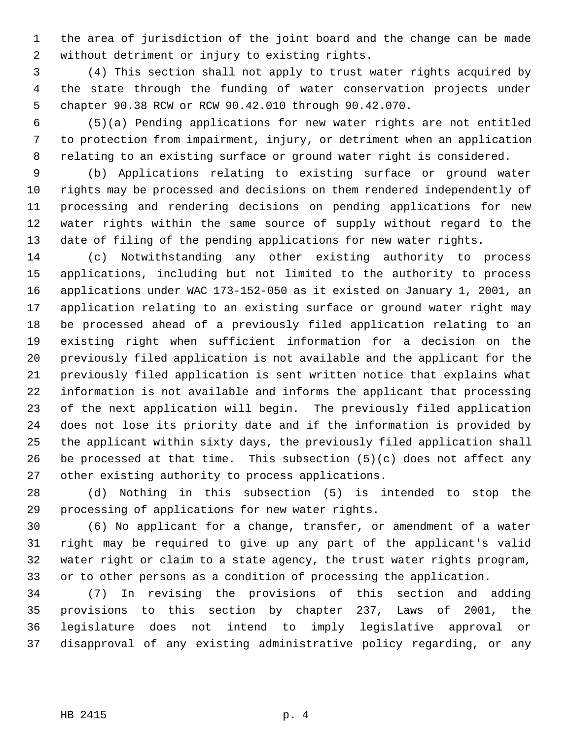the area of jurisdiction of the joint board and the change can be made without detriment or injury to existing rights.

(4) This section shall not apply to trust water rights acquired by the state through the funding of water conservation projects under chapter 90.38 RCW or RCW 90.42.010 through 90.42.070.

(5)(a) Pending applications for new water rights are not entitled to protection from impairment, injury, or detriment when an application relating to an existing surface or ground water right is considered.

(b) Applications relating to existing surface or ground water rights may be processed and decisions on them rendered independently of processing and rendering decisions on pending applications for new water rights within the same source of supply without regard to the date of filing of the pending applications for new water rights.

(c) Notwithstanding any other existing authority to process applications, including but not limited to the authority to process applications under WAC 173-152-050 as it existed on January 1, 2001, an application relating to an existing surface or ground water right may be processed ahead of a previously filed application relating to an existing right when sufficient information for a decision on the previously filed application is not available and the applicant for the previously filed application is sent written notice that explains what information is not available and informs the applicant that processing of the next application will begin. The previously filed application does not lose its priority date and if the information is provided by the applicant within sixty days, the previously filed application shall be processed at that time. This subsection (5)(c) does not affect any other existing authority to process applications.

(d) Nothing in this subsection (5) is intended to stop the processing of applications for new water rights.

(6) No applicant for a change, transfer, or amendment of a water right may be required to give up any part of the applicant's valid water right or claim to a state agency, the trust water rights program, or to other persons as a condition of processing the application.

(7) In revising the provisions of this section and adding provisions to this section by chapter 237, Laws of 2001, the legislature does not intend to imply legislative approval or disapproval of any existing administrative policy regarding, or any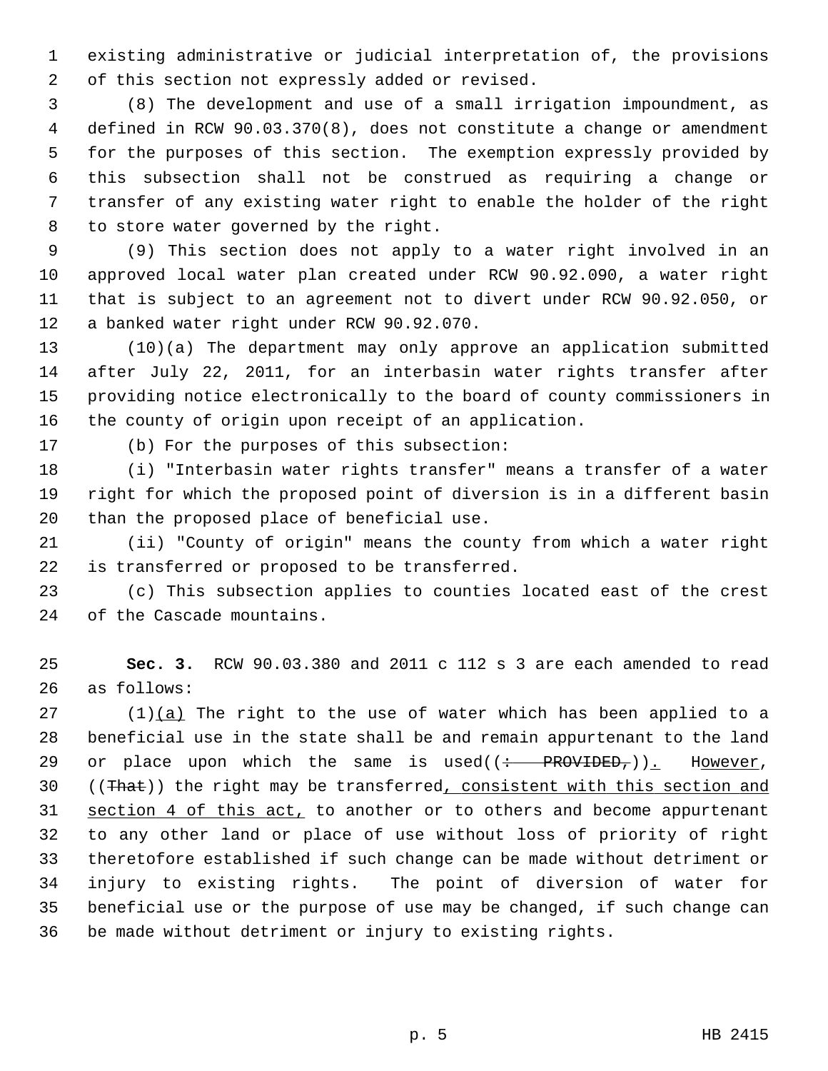existing administrative or judicial interpretation of, the provisions of this section not expressly added or revised.

(8) The development and use of a small irrigation impoundment, as defined in RCW 90.03.370(8), does not constitute a change or amendment for the purposes of this section. The exemption expressly provided by this subsection shall not be construed as requiring a change or transfer of any existing water right to enable the holder of the right to store water governed by the right.

(9) This section does not apply to a water right involved in an approved local water plan created under RCW 90.92.090, a water right that is subject to an agreement not to divert under RCW 90.92.050, or a banked water right under RCW 90.92.070.

(10)(a) The department may only approve an application submitted after July 22, 2011, for an interbasin water rights transfer after providing notice electronically to the board of county commissioners in the county of origin upon receipt of an application.

(b) For the purposes of this subsection:

(i) "Interbasin water rights transfer" means a transfer of a water right for which the proposed point of diversion is in a different basin than the proposed place of beneficial use.

(ii) "County of origin" means the county from which a water right is transferred or proposed to be transferred.

(c) This subsection applies to counties located east of the crest of the Cascade mountains.

**Sec. 3.** RCW 90.03.380 and 2011 c 112 s 3 are each amended to read as follows:

(1)<u>(a)</u> The right to the use of water which has been applied to a beneficial use in the state shall be and remain appurtenant to the land or place upon which the same is used((~~: PROVIDED,~~))<u>.</u> H<u>owever</u>, ((~~That~~)) the right may be transferred<u>, consistent with this section and section 4 of this act,</u> to another or to others and become appurtenant to any other land or place of use without loss of priority of right theretofore established if such change can be made without detriment or injury to existing rights. The point of diversion of water for beneficial use or the purpose of use may be changed, if such change can be made without detriment or injury to existing rights.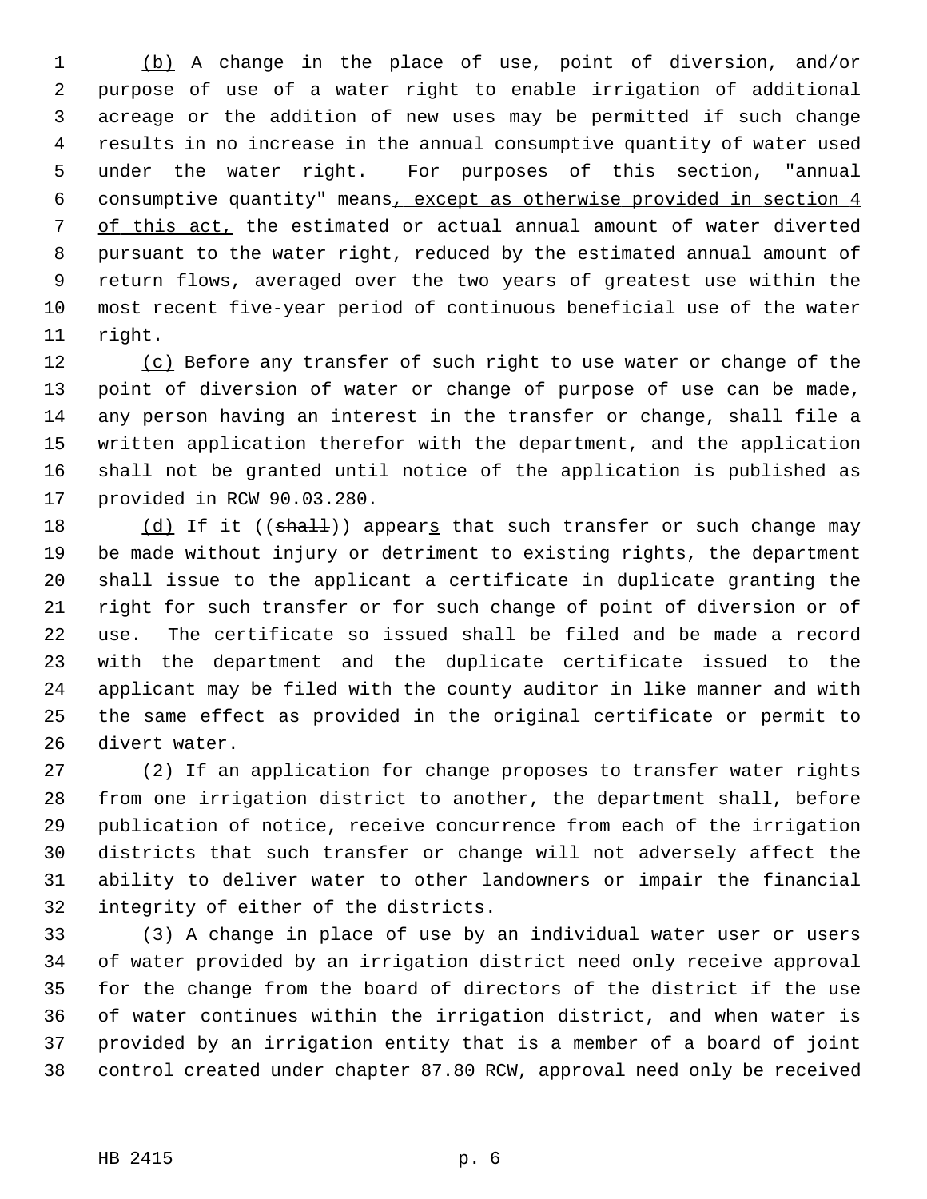(b) A change in the place of use, point of diversion, and/or purpose of use of a water right to enable irrigation of additional acreage or the addition of new uses may be permitted if such change results in no increase in the annual consumptive quantity of water used under the water right. For purposes of this section, "annual consumptive quantity" means, except as otherwise provided in section 4 of this act, the estimated or actual annual amount of water diverted pursuant to the water right, reduced by the estimated annual amount of return flows, averaged over the two years of greatest use within the most recent five-year period of continuous beneficial use of the water right.

(c) Before any transfer of such right to use water or change of the point of diversion of water or change of purpose of use can be made, any person having an interest in the transfer or change, shall file a written application therefor with the department, and the application shall not be granted until notice of the application is published as provided in RCW 90.03.280.

(d) If it ((~~shall~~)) appears that such transfer or such change may be made without injury or detriment to existing rights, the department shall issue to the applicant a certificate in duplicate granting the right for such transfer or for such change of point of diversion or of use. The certificate so issued shall be filed and be made a record with the department and the duplicate certificate issued to the applicant may be filed with the county auditor in like manner and with the same effect as provided in the original certificate or permit to divert water.

(2) If an application for change proposes to transfer water rights from one irrigation district to another, the department shall, before publication of notice, receive concurrence from each of the irrigation districts that such transfer or change will not adversely affect the ability to deliver water to other landowners or impair the financial integrity of either of the districts.

(3) A change in place of use by an individual water user or users of water provided by an irrigation district need only receive approval for the change from the board of directors of the district if the use of water continues within the irrigation district, and when water is provided by an irrigation entity that is a member of a board of joint control created under chapter 87.80 RCW, approval need only be received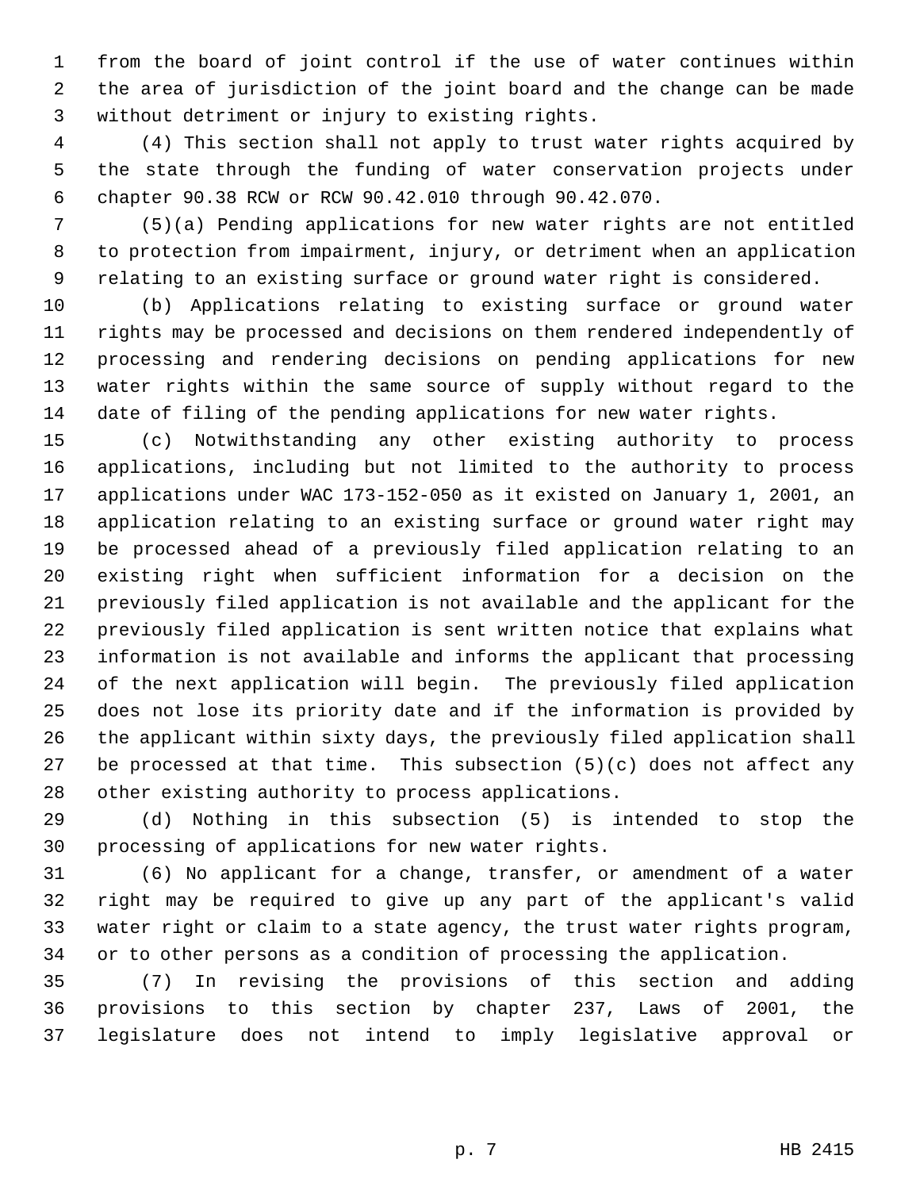from the board of joint control if the use of water continues within the area of jurisdiction of the joint board and the change can be made without detriment or injury to existing rights.

(4) This section shall not apply to trust water rights acquired by the state through the funding of water conservation projects under chapter 90.38 RCW or RCW 90.42.010 through 90.42.070.

(5)(a) Pending applications for new water rights are not entitled to protection from impairment, injury, or detriment when an application relating to an existing surface or ground water right is considered.

(b) Applications relating to existing surface or ground water rights may be processed and decisions on them rendered independently of processing and rendering decisions on pending applications for new water rights within the same source of supply without regard to the date of filing of the pending applications for new water rights.

(c) Notwithstanding any other existing authority to process applications, including but not limited to the authority to process applications under WAC 173-152-050 as it existed on January 1, 2001, an application relating to an existing surface or ground water right may be processed ahead of a previously filed application relating to an existing right when sufficient information for a decision on the previously filed application is not available and the applicant for the previously filed application is sent written notice that explains what information is not available and informs the applicant that processing of the next application will begin. The previously filed application does not lose its priority date and if the information is provided by the applicant within sixty days, the previously filed application shall be processed at that time. This subsection (5)(c) does not affect any other existing authority to process applications.

(d) Nothing in this subsection (5) is intended to stop the processing of applications for new water rights.

(6) No applicant for a change, transfer, or amendment of a water right may be required to give up any part of the applicant's valid water right or claim to a state agency, the trust water rights program, or to other persons as a condition of processing the application.

(7) In revising the provisions of this section and adding provisions to this section by chapter 237, Laws of 2001, the legislature does not intend to imply legislative approval or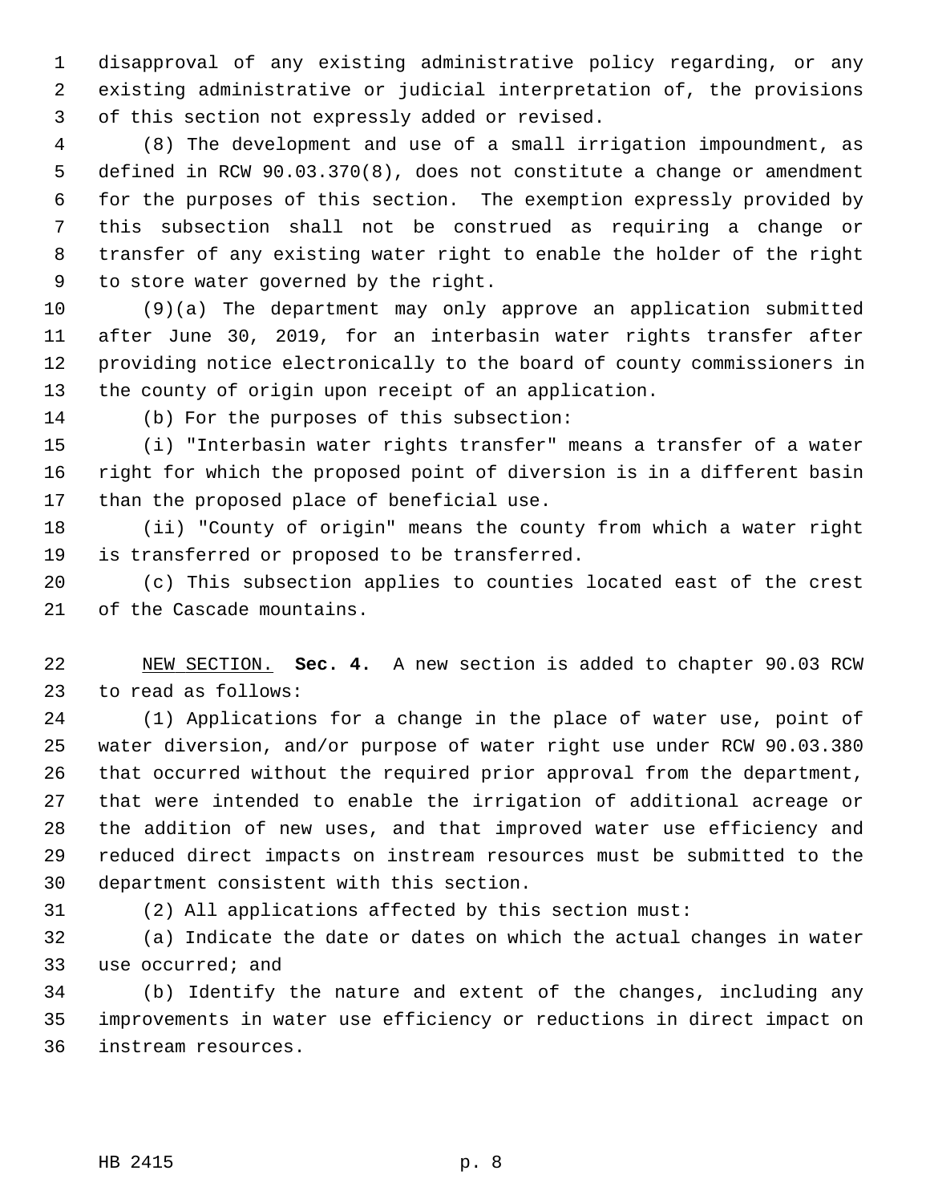disapproval of any existing administrative policy regarding, or any existing administrative or judicial interpretation of, the provisions of this section not expressly added or revised.

(8) The development and use of a small irrigation impoundment, as defined in RCW 90.03.370(8), does not constitute a change or amendment for the purposes of this section. The exemption expressly provided by this subsection shall not be construed as requiring a change or transfer of any existing water right to enable the holder of the right to store water governed by the right.

(9)(a) The department may only approve an application submitted after June 30, 2019, for an interbasin water rights transfer after providing notice electronically to the board of county commissioners in the county of origin upon receipt of an application.

(b) For the purposes of this subsection:

(i) "Interbasin water rights transfer" means a transfer of a water right for which the proposed point of diversion is in a different basin than the proposed place of beneficial use.

(ii) "County of origin" means the county from which a water right is transferred or proposed to be transferred.

(c) This subsection applies to counties located east of the crest of the Cascade mountains.

NEW SECTION. **Sec. 4.** A new section is added to chapter 90.03 RCW to read as follows:

(1) Applications for a change in the place of water use, point of water diversion, and/or purpose of water right use under RCW 90.03.380 that occurred without the required prior approval from the department, that were intended to enable the irrigation of additional acreage or the addition of new uses, and that improved water use efficiency and reduced direct impacts on instream resources must be submitted to the department consistent with this section.

(2) All applications affected by this section must:

(a) Indicate the date or dates on which the actual changes in water use occurred; and

(b) Identify the nature and extent of the changes, including any improvements in water use efficiency or reductions in direct impact on instream resources.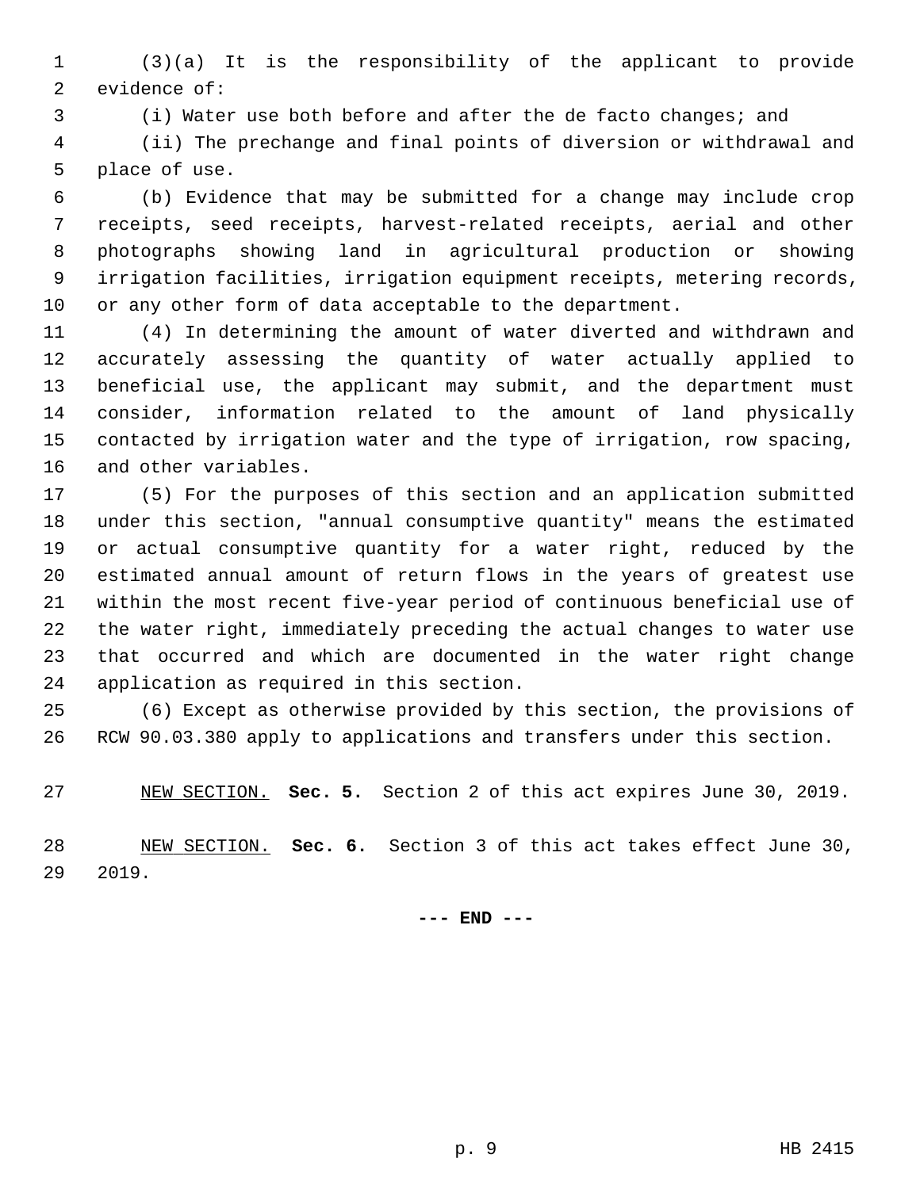(3)(a) It is the responsibility of the applicant to provide evidence of:

(i) Water use both before and after the de facto changes; and

(ii) The prechange and final points of diversion or withdrawal and place of use.

(b) Evidence that may be submitted for a change may include crop receipts, seed receipts, harvest-related receipts, aerial and other photographs showing land in agricultural production or showing irrigation facilities, irrigation equipment receipts, metering records, or any other form of data acceptable to the department.

(4) In determining the amount of water diverted and withdrawn and accurately assessing the quantity of water actually applied to beneficial use, the applicant may submit, and the department must consider, information related to the amount of land physically contacted by irrigation water and the type of irrigation, row spacing, and other variables.

(5) For the purposes of this section and an application submitted under this section, "annual consumptive quantity" means the estimated or actual consumptive quantity for a water right, reduced by the estimated annual amount of return flows in the years of greatest use within the most recent five-year period of continuous beneficial use of the water right, immediately preceding the actual changes to water use that occurred and which are documented in the water right change application as required in this section.

(6) Except as otherwise provided by this section, the provisions of RCW 90.03.380 apply to applications and transfers under this section.

NEW SECTION. **Sec. 5.** Section 2 of this act expires June 30, 2019.

NEW SECTION. **Sec. 6.** Section 3 of this act takes effect June 30, 2019.

**--- END ---**